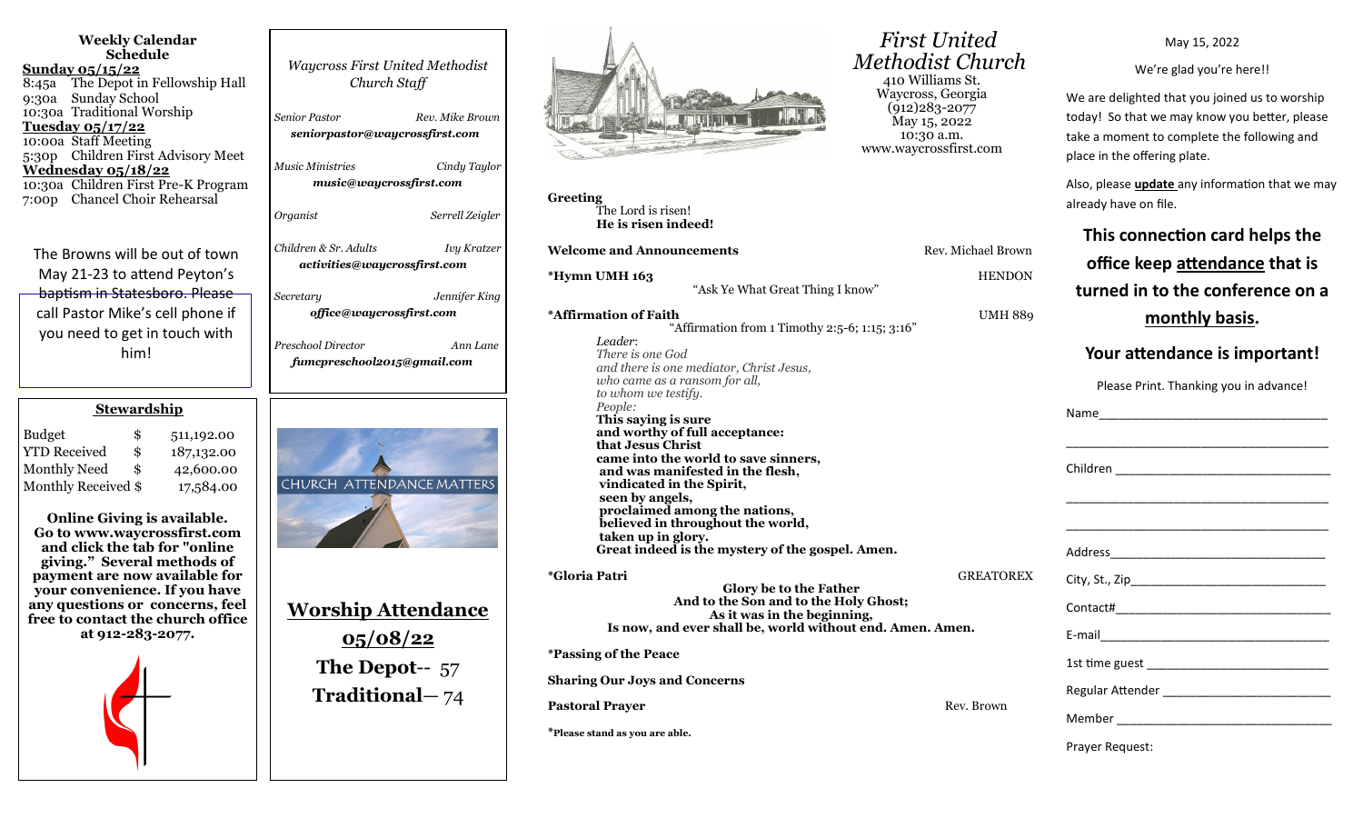## Weekly Calendar Schedule

**Sunday 05/15/22**
8:45a The Depot in Fellowship Hall
9:30a Sunday School
10:30a Traditional Worship

**Tuesday 05/17/22**
10:00a Staff Meeting
5:30p Children First Advisory Meet

**Wednesday 05/18/22**
10:30a Children First Pre-K Program
7:00p Chancel Choir Rehearsal

The Browns will be out of town May 21-23 to attend Peyton's baptism in Statesboro. Please call Pastor Mike's cell phone if you need to get in touch with him!

### Stewardship

| | | |
|---|---|---|
| Budget | $ | 511,192.00 |
| YTD Received | $ | 187,132.00 |
| Monthly Need | $ | 42,600.00 |
| Monthly Received | $ | 17,584.00 |

**Online Giving is available. Go to www.waycrossfirst.com and click the tab for "online giving." Several methods of payment are now available for your convenience. If you have any questions or concerns, feel free to contact the church office at 912-283-2077.**

*Waycross First United Methodist Church Staff*

*Senior Pastor* — *Rev. Mike Brown*
***seniorpastor@waycrossfirst.com***

*Music Ministries* — *Cindy Taylor*
***music@waycrossfirst.com***

*Organist* — *Serrell Zeigler*

*Children & Sr. Adults* — *Ivy Kratzer*
***activities@waycrossfirst.com***

*Secretary* — *Jennifer King*
***office@waycrossfirst.com***

*Preschool Director* — *Ann Lane*
***fumcpreschool2015@gmail.com***

CHURCH ATTENDANCE MATTERS

## Worship Attendance 05/08/22

**The Depot**-- 57
**Traditional**— 74

# *First United Methodist Church*

410 Williams St.
Waycross, Georgia
(912)283-2077
May 15, 2022
10:30 a.m.
www.waycrossfirst.com

**Greeting**
The Lord is risen!
**He is risen indeed!**

**Welcome and Announcements** — Rev. Michael Brown

**\*Hymn UMH 163** — HENDON
"Ask Ye What Great Thing I know"

**\*Affirmation of Faith** — UMH 889
"Affirmation from 1 Timothy 2:5-6; 1:15; 3:16"

*Leader*:
*There is one God*
*and there is one mediator, Christ Jesus,*
*who came as a ransom for all,*
*to whom we testify.*
*People:*
**This saying is sure**
**and worthy of full acceptance:**
**that Jesus Christ**
**came into the world to save sinners,**
**and was manifested in the flesh,**
**vindicated in the Spirit,**
**seen by angels,**
**proclaimed among the nations,**
**believed in throughout the world,**
**taken up in glory.**
**Great indeed is the mystery of the gospel. Amen.**

**\*Gloria Patri** — GREATOREX
**Glory be to the Father**
**And to the Son and to the Holy Ghost;**
**As it was in the beginning,**
**Is now, and ever shall be, world without end. Amen. Amen.**

**\*Passing of the Peace**

**Sharing Our Joys and Concerns**

**Pastoral Prayer** — Rev. Brown

**\*Please stand as you are able.**

May 15, 2022

We're glad you're here!!

We are delighted that you joined us to worship today! So that we may know you better, please take a moment to complete the following and place in the offering plate.

Also, please **update** any information that we may already have on file.

**This connection card helps the office keep attendance that is turned in to the conference on a monthly basis.**

**Your attendance is important!**

Please Print. Thanking you in advance!

Name________________________________

____________________________________

Children ____________________________

____________________________________

____________________________________

Address______________________________

City, St., Zip__________________________

Contact#_____________________________

E-mail_______________________________

1st time guest ________________________

Regular Attender ______________________

Member _____________________________

Prayer Request: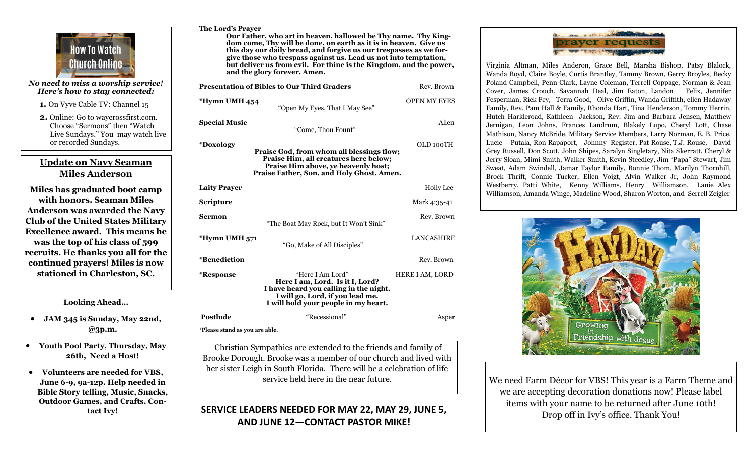**How To Watch Church Online**

***No need to miss a worship service! Here's how to stay connected:***

1. On Vyve Cable TV: Channel 15
2. Online: Go to waycrossfirst.com. Choose "Sermons" then "Watch Live Sundays." You may watch live or recorded Sundays.

## Update on Navy Seaman Miles Anderson

**Miles has graduated boot camp with honors. Seaman Miles Anderson was awarded the Navy Club of the United States Military Excellence award. This means he was the top of his class of 599 recruits. He thanks you all for the continued prayers! Miles is now stationed in Charleston, SC.**

**Looking Ahead…**

- **JAM 345 is Sunday, May 22nd, @3p.m.**
- **Youth Pool Party, Thursday, May 26th, Need a Host!**
- **Volunteers are needed for VBS, June 6-9, 9a-12p. Help needed in Bible Story telling, Music, Snacks, Outdoor Games, and Crafts. Contact Ivy!**

**The Lord's Prayer**

**Our Father, who art in heaven, hallowed be Thy name. Thy Kingdom come, Thy will be done, on earth as it is in heaven. Give us this day our daily bread, and forgive us our trespasses as we forgive those who trespass against us. Lead us not into temptation, but deliver us from evil. For thine is the Kingdom, and the power, and the glory forever. Amen.**

**Presentation of Bibles to Our Third Graders** — Rev. Brown

**\*Hymn UMH 454** — "Open My Eyes, That I May See" — OPEN MY EYES

**Special Music** — "Come, Thou Fount" — Allen

**\*Doxology** — OLD 100TH

**Praise God, from whom all blessings flow;**
**Praise Him, all creatures here below;**
**Praise Him above, ye heavenly host;**
**Praise Father, Son, and Holy Ghost. Amen.**

**Laity Prayer** — Holly Lee

**Scripture** — Mark 4:35-41

**Sermon** — "The Boat May Rock, but It Won't Sink" — Rev. Brown

**\*Hymn UMH 571** — "Go, Make of All Disciples" — LANCASHIRE

**\*Benediction** — Rev. Brown

**\*Response** — "Here I Am Lord" — HERE I AM, LORD

**Here I am, Lord. Is it I, Lord?**
**I have heard you calling in the night.**
**I will go, Lord, if you lead me.**
**I will hold your people in my heart.**

**Postlude** — "Recessional" — Asper

**\*Please stand as you are able.**

Christian Sympathies are extended to the friends and family of Brooke Dorough. Brooke was a member of our church and lived with her sister Leigh in South Florida. There will be a celebration of life service held here in the near future.

**SERVICE LEADERS NEEDED FOR MAY 22, MAY 29, JUNE 5, AND JUNE 12—CONTACT PASTOR MIKE!**

**prayer requests**

Virginia Altman, Miles Anderon, Grace Bell, Marsha Bishop, Patsy Blalock, Wanda Boyd, Claire Boyle, Curtis Brantley, Tammy Brown, Gerry Broyles, Becky Poland Campbell, Penn Clark, Layne Coleman, Terrell Coppage, Norman & Jean Cover, James Crouch, Savannah Deal, Jim Eaton, Landon Felix, Jennifer Fesperman, Rick Fey, Terra Good, Olive Griffin, Wanda Griffith, ellen Hadaway Family, Rev. Pam Hall & Family, Rhonda Hart, Tina Henderson, Tommy Herrin, Hutch Harkleroad, Kathleen Jackson, Rev. Jim and Barbara Jensen, Matthew Jernigan, Leon Johns, Frances Landrum, Blakely Lupo, Cheryl Lott, Chase Mathison, Nancy McBride, Military Service Members, Larry Norman, E. B. Price, Lucie Putala, Ron Rapaport, Johnny Register, Pat Rouse, T.J. Rouse, David Grey Russell, Don Scott, John Shipes, Saralyn Singletary, Nita Skerratt, Cheryl & Jerry Sloan, Mimi Smith, Walker Smith, Kevin Steedley, Jim "Papa" Stewart, Jim Sweat, Adam Swindell, Jamar Taylor Family, Bonnie Thom, Marilyn Thornhill, Brock Thrift, Connie Tucker, Ellen Voigt, Alvin Walker Jr, John Raymond Westberry, Patti White, Kenny Williams, Henry Williamson, Lanie Alex Williamson, Amanda Winge, Madeline Wood, Sharon Worton, and Serrell Zeigler

HAYDAY! Growing in Friendship with Jesus

We need Farm Décor for VBS! This year is a Farm Theme and we are accepting decoration donations now! Please label items with your name to be returned after June 10th! Drop off in Ivy's office. Thank You!